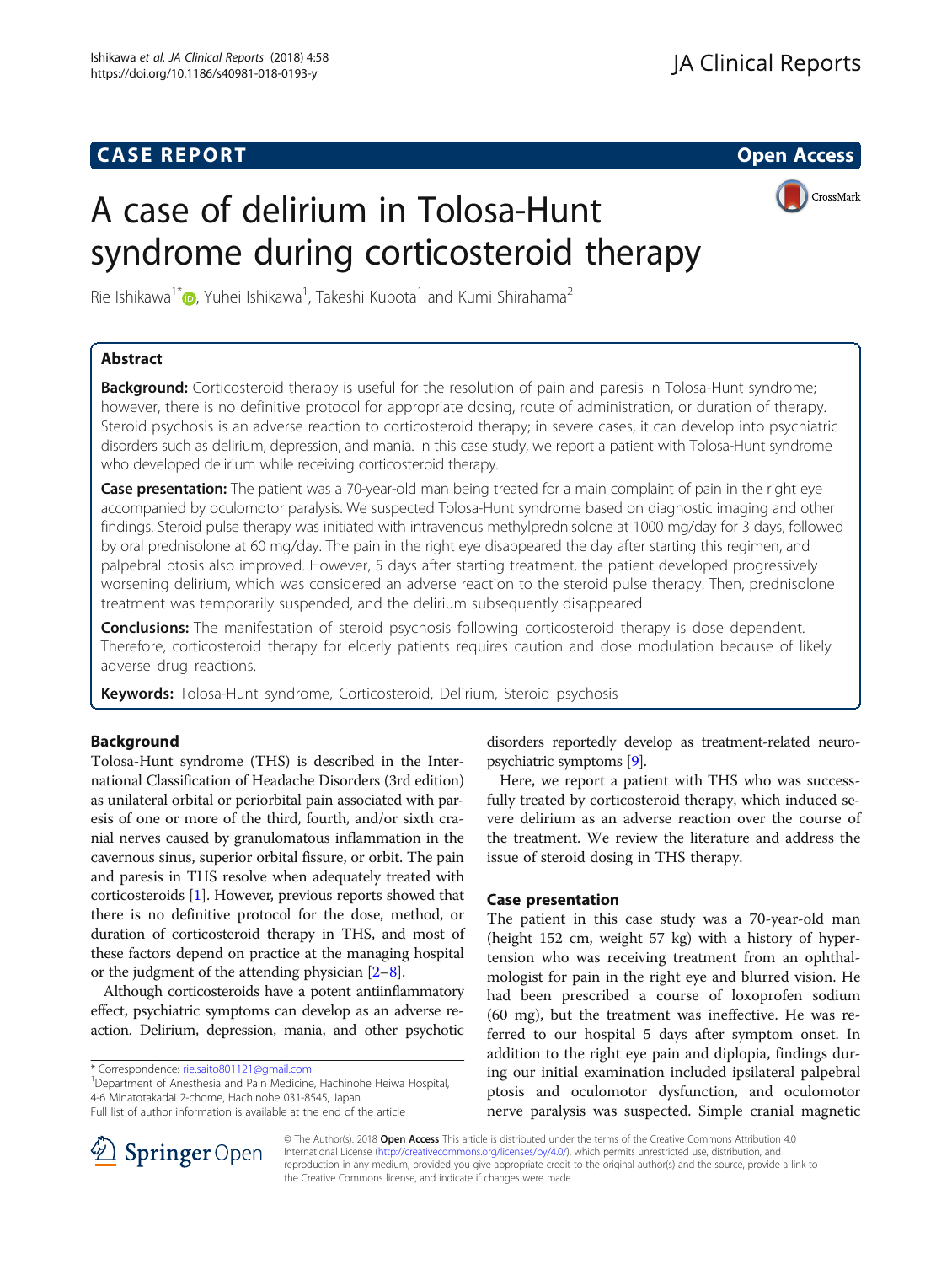**CASE REPORT** **Open Access**

# A case of delirium in Tolosa-Hunt syndrome during corticosteroid therapy

Rie Ishikawa[1*], Yuhei Ishikawa[1], Takeshi Kubota[1] and Kumi Shirahama[2]

## Abstract

**Background:** Corticosteroid therapy is useful for the resolution of pain and paresis in Tolosa-Hunt syndrome; however, there is no definitive protocol for appropriate dosing, route of administration, or duration of therapy. Steroid psychosis is an adverse reaction to corticosteroid therapy; in severe cases, it can develop into psychiatric disorders such as delirium, depression, and mania. In this case study, we report a patient with Tolosa-Hunt syndrome who developed delirium while receiving corticosteroid therapy.

**Case presentation:** The patient was a 70-year-old man being treated for a main complaint of pain in the right eye accompanied by oculomotor paralysis. We suspected Tolosa-Hunt syndrome based on diagnostic imaging and other findings. Steroid pulse therapy was initiated with intravenous methylprednisolone at 1000 mg/day for 3 days, followed by oral prednisolone at 60 mg/day. The pain in the right eye disappeared the day after starting this regimen, and palpebral ptosis also improved. However, 5 days after starting treatment, the patient developed progressively worsening delirium, which was considered an adverse reaction to the steroid pulse therapy. Then, prednisolone treatment was temporarily suspended, and the delirium subsequently disappeared.

**Conclusions:** The manifestation of steroid psychosis following corticosteroid therapy is dose dependent. Therefore, corticosteroid therapy for elderly patients requires caution and dose modulation because of likely adverse drug reactions.

**Keywords:** Tolosa-Hunt syndrome, Corticosteroid, Delirium, Steroid psychosis

## Background

Tolosa-Hunt syndrome (THS) is described in the International Classification of Headache Disorders (3rd edition) as unilateral orbital or periorbital pain associated with paresis of one or more of the third, fourth, and/or sixth cranial nerves caused by granulomatous inflammation in the cavernous sinus, superior orbital fissure, or orbit. The pain and paresis in THS resolve when adequately treated with corticosteroids [1]. However, previous reports showed that there is no definitive protocol for the dose, method, or duration of corticosteroid therapy in THS, and most of these factors depend on practice at the managing hospital or the judgment of the attending physician [2–8].

Although corticosteroids have a potent antiinflammatory effect, psychiatric symptoms can develop as an adverse reaction. Delirium, depression, mania, and other psychotic disorders reportedly develop as treatment-related neuropsychiatric symptoms [9].

Here, we report a patient with THS who was successfully treated by corticosteroid therapy, which induced severe delirium as an adverse reaction over the course of the treatment. We review the literature and address the issue of steroid dosing in THS therapy.

## Case presentation

The patient in this case study was a 70-year-old man (height 152 cm, weight 57 kg) with a history of hypertension who was receiving treatment from an ophthalmologist for pain in the right eye and blurred vision. He had been prescribed a course of loxoprofen sodium (60 mg), but the treatment was ineffective. He was referred to our hospital 5 days after symptom onset. In addition to the right eye pain and diplopia, findings during our initial examination included ipsilateral palpebral ptosis and oculomotor dysfunction, and oculomotor nerve paralysis was suspected. Simple cranial magnetic

\* Correspondence: rie.saito801121@gmail.com
[1]Department of Anesthesia and Pain Medicine, Hachinohe Heiwa Hospital, 4-6 Minatotakadai 2-chome, Hachinohe 031-8545, Japan
Full list of author information is available at the end of the article

© The Author(s). 2018 **Open Access** This article is distributed under the terms of the Creative Commons Attribution 4.0 International License (http://creativecommons.org/licenses/by/4.0/), which permits unrestricted use, distribution, and reproduction in any medium, provided you give appropriate credit to the original author(s) and the source, provide a link to the Creative Commons license, and indicate if changes were made.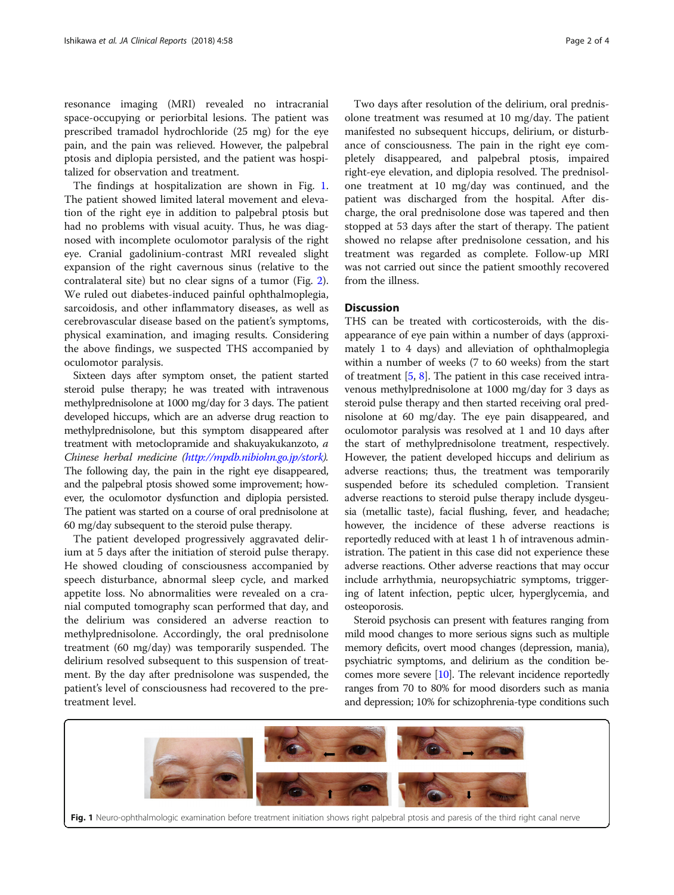resonance imaging (MRI) revealed no intracranial space-occupying or periorbital lesions. The patient was prescribed tramadol hydrochloride (25 mg) for the eye pain, and the pain was relieved. However, the palpebral ptosis and diplopia persisted, and the patient was hospitalized for observation and treatment.

The findings at hospitalization are shown in Fig. 1. The patient showed limited lateral movement and elevation of the right eye in addition to palpebral ptosis but had no problems with visual acuity. Thus, he was diagnosed with incomplete oculomotor paralysis of the right eye. Cranial gadolinium-contrast MRI revealed slight expansion of the right cavernous sinus (relative to the contralateral site) but no clear signs of a tumor (Fig. 2). We ruled out diabetes-induced painful ophthalmoplegia, sarcoidosis, and other inflammatory diseases, as well as cerebrovascular disease based on the patient's symptoms, physical examination, and imaging results. Considering the above findings, we suspected THS accompanied by oculomotor paralysis.

Sixteen days after symptom onset, the patient started steroid pulse therapy; he was treated with intravenous methylprednisolone at 1000 mg/day for 3 days. The patient developed hiccups, which are an adverse drug reaction to methylprednisolone, but this symptom disappeared after treatment with metoclopramide and shakuyakukanzoto, *a Chinese herbal medicine (http://mpdb.nibiohn.go.jp/stork).* The following day, the pain in the right eye disappeared, and the palpebral ptosis showed some improvement; however, the oculomotor dysfunction and diplopia persisted. The patient was started on a course of oral prednisolone at 60 mg/day subsequent to the steroid pulse therapy.

The patient developed progressively aggravated delirium at 5 days after the initiation of steroid pulse therapy. He showed clouding of consciousness accompanied by speech disturbance, abnormal sleep cycle, and marked appetite loss. No abnormalities were revealed on a cranial computed tomography scan performed that day, and the delirium was considered an adverse reaction to methylprednisolone. Accordingly, the oral prednisolone treatment (60 mg/day) was temporarily suspended. The delirium resolved subsequent to this suspension of treatment. By the day after prednisolone was suspended, the patient's level of consciousness had recovered to the pre-treatment level.

Two days after resolution of the delirium, oral prednisolone treatment was resumed at 10 mg/day. The patient manifested no subsequent hiccups, delirium, or disturbance of consciousness. The pain in the right eye completely disappeared, and palpebral ptosis, impaired right-eye elevation, and diplopia resolved. The prednisolone treatment at 10 mg/day was continued, and the patient was discharged from the hospital. After discharge, the oral prednisolone dose was tapered and then stopped at 53 days after the start of therapy. The patient showed no relapse after prednisolone cessation, and his treatment was regarded as complete. Follow-up MRI was not carried out since the patient smoothly recovered from the illness.

## Discussion

THS can be treated with corticosteroids, with the disappearance of eye pain within a number of days (approximately 1 to 4 days) and alleviation of ophthalmoplegia within a number of weeks (7 to 60 weeks) from the start of treatment [5, 8]. The patient in this case received intravenous methylprednisolone at 1000 mg/day for 3 days as steroid pulse therapy and then started receiving oral prednisolone at 60 mg/day. The eye pain disappeared, and oculomotor paralysis was resolved at 1 and 10 days after the start of methylprednisolone treatment, respectively. However, the patient developed hiccups and delirium as adverse reactions; thus, the treatment was temporarily suspended before its scheduled completion. Transient adverse reactions to steroid pulse therapy include dysgeusia (metallic taste), facial flushing, fever, and headache; however, the incidence of these adverse reactions is reportedly reduced with at least 1 h of intravenous administration. The patient in this case did not experience these adverse reactions. Other adverse reactions that may occur include arrhythmia, neuropsychiatric symptoms, triggering of latent infection, peptic ulcer, hyperglycemia, and osteoporosis.

Steroid psychosis can present with features ranging from mild mood changes to more serious signs such as multiple memory deficits, overt mood changes (depression, mania), psychiatric symptoms, and delirium as the condition becomes more severe [10]. The relevant incidence reportedly ranges from 70 to 80% for mood disorders such as mania and depression; 10% for schizophrenia-type conditions such

**Fig. 1** Neuro-ophthalmologic examination before treatment initiation shows right palpebral ptosis and paresis of the third right canal nerve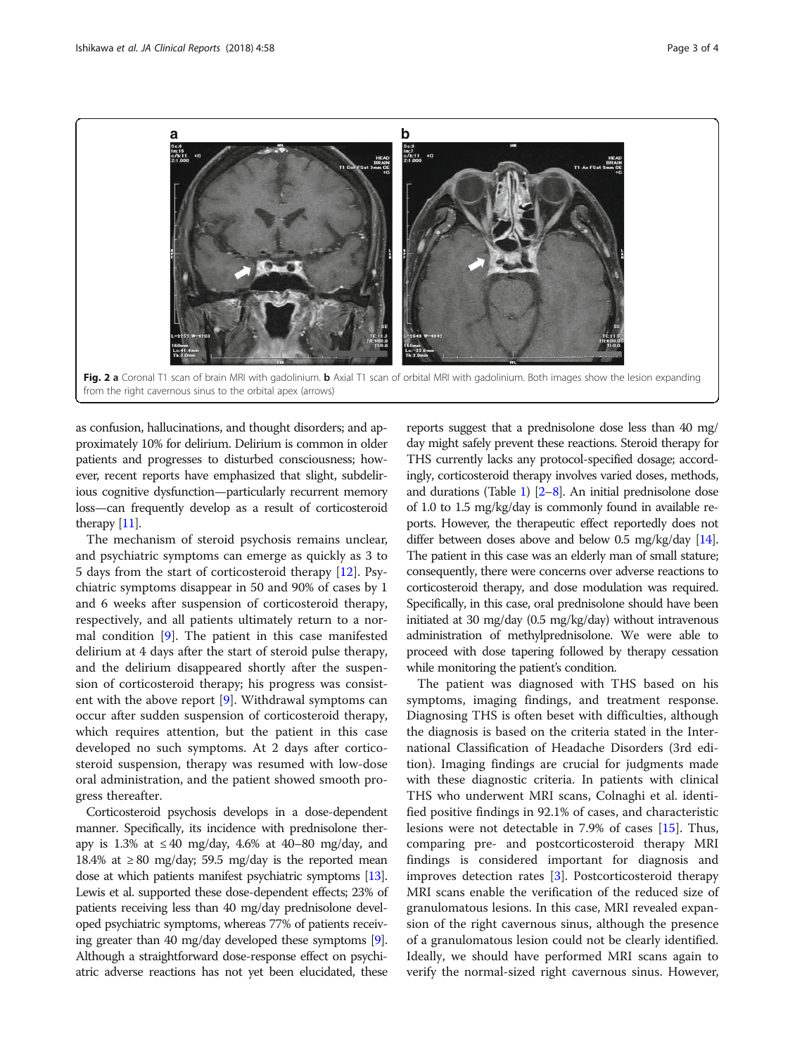**Fig. 2** **a** Coronal T1 scan of brain MRI with gadolinium. **b** Axial T1 scan of orbital MRI with gadolinium. Both images show the lesion expanding from the right cavernous sinus to the orbital apex (arrows)

as confusion, hallucinations, and thought disorders; and approximately 10% for delirium. Delirium is common in older patients and progresses to disturbed consciousness; however, recent reports have emphasized that slight, subdelirious cognitive dysfunction—particularly recurrent memory loss—can frequently develop as a result of corticosteroid therapy [11].

The mechanism of steroid psychosis remains unclear, and psychiatric symptoms can emerge as quickly as 3 to 5 days from the start of corticosteroid therapy [12]. Psychiatric symptoms disappear in 50 and 90% of cases by 1 and 6 weeks after suspension of corticosteroid therapy, respectively, and all patients ultimately return to a normal condition [9]. The patient in this case manifested delirium at 4 days after the start of steroid pulse therapy, and the delirium disappeared shortly after the suspension of corticosteroid therapy; his progress was consistent with the above report [9]. Withdrawal symptoms can occur after sudden suspension of corticosteroid therapy, which requires attention, but the patient in this case developed no such symptoms. At 2 days after corticosteroid suspension, therapy was resumed with low-dose oral administration, and the patient showed smooth progress thereafter.

Corticosteroid psychosis develops in a dose-dependent manner. Specifically, its incidence with prednisolone therapy is 1.3% at ≤ 40 mg/day, 4.6% at 40–80 mg/day, and 18.4% at ≥ 80 mg/day; 59.5 mg/day is the reported mean dose at which patients manifest psychiatric symptoms [13]. Lewis et al. supported these dose-dependent effects; 23% of patients receiving less than 40 mg/day prednisolone developed psychiatric symptoms, whereas 77% of patients receiving greater than 40 mg/day developed these symptoms [9]. Although a straightforward dose-response effect on psychiatric adverse reactions has not yet been elucidated, these reports suggest that a prednisolone dose less than 40 mg/day might safely prevent these reactions. Steroid therapy for THS currently lacks any protocol-specified dosage; accordingly, corticosteroid therapy involves varied doses, methods, and durations (Table 1) [2–8]. An initial prednisolone dose of 1.0 to 1.5 mg/kg/day is commonly found in available reports. However, the therapeutic effect reportedly does not differ between doses above and below 0.5 mg/kg/day [14]. The patient in this case was an elderly man of small stature; consequently, there were concerns over adverse reactions to corticosteroid therapy, and dose modulation was required. Specifically, in this case, oral prednisolone should have been initiated at 30 mg/day (0.5 mg/kg/day) without intravenous administration of methylprednisolone. We were able to proceed with dose tapering followed by therapy cessation while monitoring the patient's condition.

The patient was diagnosed with THS based on his symptoms, imaging findings, and treatment response. Diagnosing THS is often beset with difficulties, although the diagnosis is based on the criteria stated in the International Classification of Headache Disorders (3rd edition). Imaging findings are crucial for judgments made with these diagnostic criteria. In patients with clinical THS who underwent MRI scans, Colnaghi et al. identified positive findings in 92.1% of cases, and characteristic lesions were not detectable in 7.9% of cases [15]. Thus, comparing pre- and postcorticosteroid therapy MRI findings is considered important for diagnosis and improves detection rates [3]. Postcorticosteroid therapy MRI scans enable the verification of the reduced size of granulomatous lesions. In this case, MRI revealed expansion of the right cavernous sinus, although the presence of a granulomatous lesion could not be clearly identified. Ideally, we should have performed MRI scans again to verify the normal-sized right cavernous sinus. However,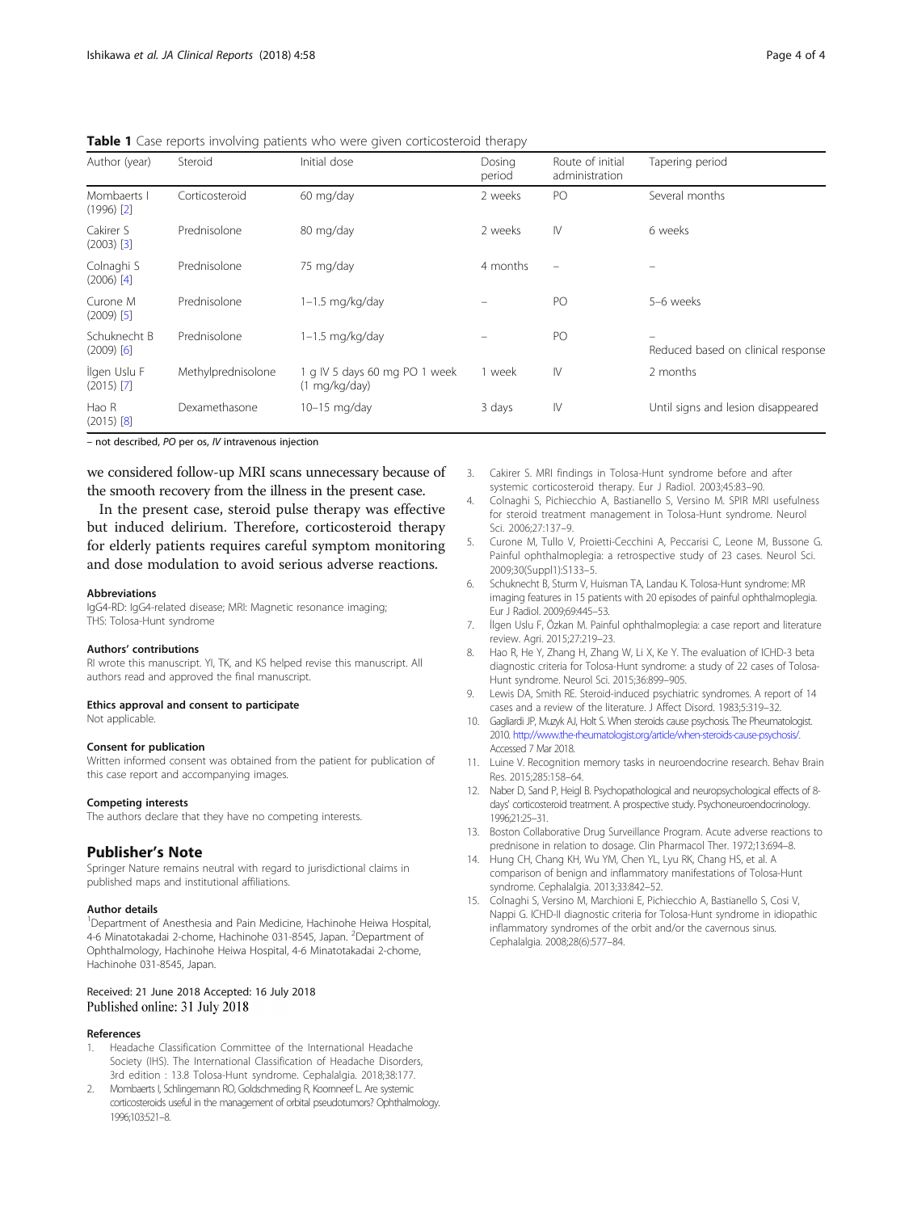**Table 1** Case reports involving patients who were given corticosteroid therapy

| Author (year) | Steroid | Initial dose | Dosing period | Route of initial administration | Tapering period |
|---|---|---|---|---|---|
| Mombaerts I (1996) [2] | Corticosteroid | 60 mg/day | 2 weeks | PO | Several months |
| Cakirer S (2003) [3] | Prednisolone | 80 mg/day | 2 weeks | IV | 6 weeks |
| Colnaghi S (2006) [4] | Prednisolone | 75 mg/day | 4 months | – | – |
| Curone M (2009) [5] | Prednisolone | 1–1.5 mg/kg/day | – | PO | 5–6 weeks |
| Schuknecht B (2009) [6] | Prednisolone | 1–1.5 mg/kg/day | – | PO | – Reduced based on clinical response |
| İlgen Uslu F (2015) [7] | Methylprednisolone | 1 g IV 5 days 60 mg PO 1 week (1 mg/kg/day) | 1 week | IV | 2 months |
| Hao R (2015) [8] | Dexamethasone | 10–15 mg/day | 3 days | IV | Until signs and lesion disappeared |

– not described, *PO* per os, *IV* intravenous injection

we considered follow-up MRI scans unnecessary because of the smooth recovery from the illness in the present case.

In the present case, steroid pulse therapy was effective but induced delirium. Therefore, corticosteroid therapy for elderly patients requires careful symptom monitoring and dose modulation to avoid serious adverse reactions.

#### Abbreviations
IgG4-RD: IgG4-related disease; MRI: Magnetic resonance imaging; THS: Tolosa-Hunt syndrome

#### Authors' contributions
RI wrote this manuscript. YI, TK, and KS helped revise this manuscript. All authors read and approved the final manuscript.

#### Ethics approval and consent to participate
Not applicable.

#### Consent for publication
Written informed consent was obtained from the patient for publication of this case report and accompanying images.

#### Competing interests
The authors declare that they have no competing interests.

## Publisher's Note
Springer Nature remains neutral with regard to jurisdictional claims in published maps and institutional affiliations.

#### Author details
[1]Department of Anesthesia and Pain Medicine, Hachinohe Heiwa Hospital, 4-6 Minatotakadai 2-chome, Hachinohe 031-8545, Japan. [2]Department of Ophthalmology, Hachinohe Heiwa Hospital, 4-6 Minatotakadai 2-chome, Hachinohe 031-8545, Japan.

Received: 21 June 2018 Accepted: 16 July 2018
Published online: 31 July 2018

#### References
1. Headache Classification Committee of the International Headache Society (IHS). The International Classification of Headache Disorders, 3rd edition : 13.8 Tolosa-Hunt syndrome. Cephalalgia. 2018;38:177.
2. Mombaerts I, Schlingemann RO, Goldschmeding R, Koornneef L. Are systemic corticosteroids useful in the management of orbital pseudotumors? Ophthalmology. 1996;103:521–8.
3. Cakirer S. MRI findings in Tolosa-Hunt syndrome before and after systemic corticosteroid therapy. Eur J Radiol. 2003;45:83–90.
4. Colnaghi S, Pichiecchio A, Bastianello S, Versino M. SPIR MRI usefulness for steroid treatment management in Tolosa-Hunt syndrome. Neurol Sci. 2006;27:137–9.
5. Curone M, Tullo V, Proietti-Cecchini A, Peccarisi C, Leone M, Bussone G. Painful ophthalmoplegia: a retrospective study of 23 cases. Neurol Sci. 2009;30(Suppl1):S133–5.
6. Schuknecht B, Sturm V, Huisman TA, Landau K. Tolosa-Hunt syndrome: MR imaging features in 15 patients with 20 episodes of painful ophthalmoplegia. Eur J Radiol. 2009;69:445–53.
7. İlgen Uslu F, Özkan M. Painful ophthalmoplegia: a case report and literature review. Agri. 2015;27:219–23.
8. Hao R, He Y, Zhang H, Zhang W, Li X, Ke Y. The evaluation of ICHD-3 beta diagnostic criteria for Tolosa-Hunt syndrome: a study of 22 cases of Tolosa-Hunt syndrome. Neurol Sci. 2015;36:899–905.
9. Lewis DA, Smith RE. Steroid-induced psychiatric syndromes. A report of 14 cases and a review of the literature. J Affect Disord. 1983;5:319–32.
10. Gagliardi JP, Muzyk AJ, Holt S. When steroids cause psychosis. The Rheumatologist. 2010. http://www.the-rheumatologist.org/article/when-steroids-cause-psychosis/. Accessed 7 Mar 2018.
11. Luine V. Recognition memory tasks in neuroendocrine research. Behav Brain Res. 2015;285:158–64.
12. Naber D, Sand P, Heigl B. Psychopathological and neuropsychological effects of 8-days' corticosteroid treatment. A prospective study. Psychoneuroendocrinology. 1996;21:25–31.
13. Boston Collaborative Drug Surveillance Program. Acute adverse reactions to prednisone in relation to dosage. Clin Pharmacol Ther. 1972;13:694–8.
14. Hung CH, Chang KH, Wu YM, Chen YL, Lyu RK, Chang HS, et al. A comparison of benign and inflammatory manifestations of Tolosa-Hunt syndrome. Cephalalgia. 2013;33:842–52.
15. Colnaghi S, Versino M, Marchioni E, Pichiecchio A, Bastianello S, Cosi V, Nappi G. ICHD-II diagnostic criteria for Tolosa-Hunt syndrome in idiopathic inflammatory syndromes of the orbit and/or the cavernous sinus. Cephalalgia. 2008;28(6):577–84.